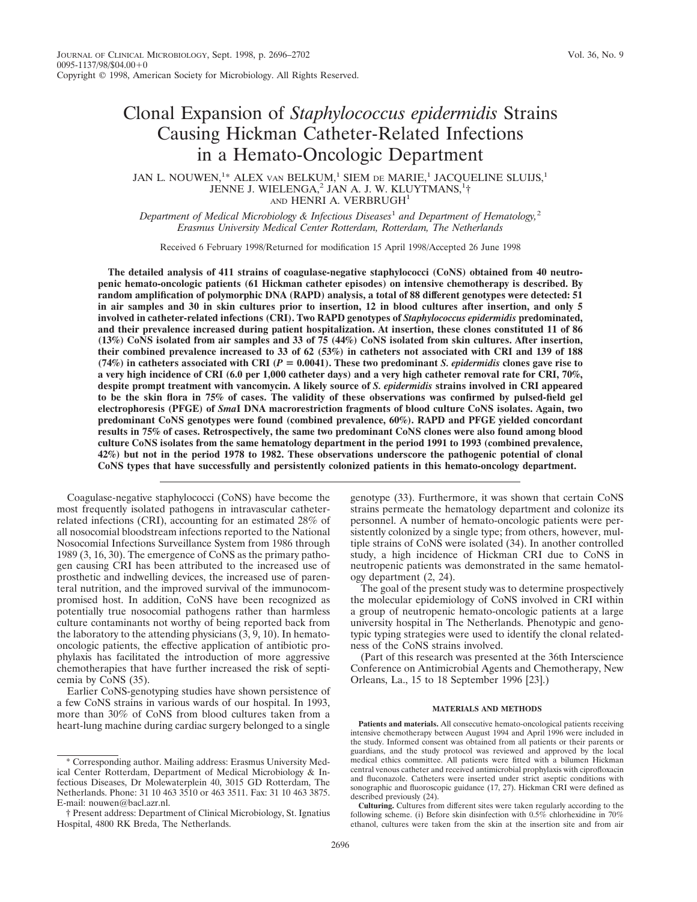# Clonal Expansion of *Staphylococcus epidermidis* Strains Causing Hickman Catheter-Related Infections in a Hemato-Oncologic Department

JAN L. NOUWEN,[1]* ALEX VAN BELKUM,[1] SIEM DE MARIE,[1] JACQUELINE SLUIJS,[1] JENNE J. WIELENGA,[2] JAN A. J. W. KLUYTMANS,[1]† AND HENRI A. VERBRUGH[1]

*Department of Medical Microbiology & Infectious Diseases*[1] *and Department of Hematology,*[2] *Erasmus University Medical Center Rotterdam, Rotterdam, The Netherlands*

Received 6 February 1998/Returned for modification 15 April 1998/Accepted 26 June 1998

**The detailed analysis of 411 strains of coagulase-negative staphylococci (CoNS) obtained from 40 neutropenic hemato-oncologic patients (61 Hickman catheter episodes) on intensive chemotherapy is described. By random amplification of polymorphic DNA (RAPD) analysis, a total of 88 different genotypes were detected: 51 in air samples and 30 in skin cultures prior to insertion, 12 in blood cultures after insertion, and only 5 involved in catheter-related infections (CRI). Two RAPD genotypes of *Staphylococcus epidermidis* predominated, and their prevalence increased during patient hospitalization. At insertion, these clones constituted 11 of 86 (13%) CoNS isolated from air samples and 33 of 75 (44%) CoNS isolated from skin cultures. After insertion, their combined prevalence increased to 33 of 62 (53%) in catheters not associated with CRI and 139 of 188 (74%) in catheters associated with CRI ($P = 0.0041$). These two predominant *S. epidermidis* clones gave rise to a very high incidence of CRI (6.0 per 1,000 catheter days) and a very high catheter removal rate for CRI, 70%, despite prompt treatment with vancomycin. A likely source of *S. epidermidis* strains involved in CRI appeared to be the skin flora in 75% of cases. The validity of these observations was confirmed by pulsed-field gel electrophoresis (PFGE) of *Sma*I DNA macrorestriction fragments of blood culture CoNS isolates. Again, two predominant CoNS genotypes were found (combined prevalence, 60%). RAPD and PFGE yielded concordant results in 75% of cases. Retrospectively, the same two predominant CoNS clones were also found among blood culture CoNS isolates from the same hematology department in the period 1991 to 1993 (combined prevalence, 42%) but not in the period 1978 to 1982. These observations underscore the pathogenic potential of clonal CoNS types that have successfully and persistently colonized patients in this hemato-oncology department.**

Coagulase-negative staphylococci (CoNS) have become the most frequently isolated pathogens in intravascular catheter-related infections (CRI), accounting for an estimated 28% of all nosocomial bloodstream infections reported to the National Nosocomial Infections Surveillance System from 1986 through 1989 (3, 16, 30). The emergence of CoNS as the primary pathogen causing CRI has been attributed to the increased use of prosthetic and indwelling devices, the increased use of parenteral nutrition, and the improved survival of the immunocompromised host. In addition, CoNS have been recognized as potentially true nosocomial pathogens rather than harmless culture contaminants not worthy of being reported back from the laboratory to the attending physicians (3, 9, 10). In hemato-oncologic patients, the effective application of antibiotic prophylaxis has facilitated the introduction of more aggressive chemotherapies that have further increased the risk of septicemia by CoNS (35).

Earlier CoNS-genotyping studies have shown persistence of a few CoNS strains in various wards of our hospital. In 1993, more than 30% of CoNS from blood cultures taken from a heart-lung machine during cardiac surgery belonged to a single genotype (33). Furthermore, it was shown that certain CoNS strains permeate the hematology department and colonize its personnel. A number of hemato-oncologic patients were persistently colonized by a single type; from others, however, multiple strains of CoNS were isolated (34). In another controlled study, a high incidence of Hickman CRI due to CoNS in neutropenic patients was demonstrated in the same hematology department (2, 24).

The goal of the present study was to determine prospectively the molecular epidemiology of CoNS involved in CRI within a group of neutropenic hemato-oncologic patients at a large university hospital in The Netherlands. Phenotypic and genotypic typing strategies were used to identify the clonal relatedness of the CoNS strains involved.

(Part of this research was presented at the 36th Interscience Conference on Antimicrobial Agents and Chemotherapy, New Orleans, La., 15 to 18 September 1996 [23].)

## MATERIALS AND METHODS

**Patients and materials.** All consecutive hemato-oncological patients receiving intensive chemotherapy between August 1994 and April 1996 were included in the study. Informed consent was obtained from all patients or their parents or guardians, and the study protocol was reviewed and approved by the local medical ethics committee. All patients were fitted with a bilumen Hickman central venous catheter and received antimicrobial prophylaxis with ciprofloxacin and fluconazole. Catheters were inserted under strict aseptic conditions with sonographic and fluoroscopic guidance (17, 27). Hickman CRI were defined as described previously (24).

**Culturing.** Cultures from different sites were taken regularly according to the following scheme. (i) Before skin disinfection with 0.5% chlorhexidine in 70% ethanol, cultures were taken from the skin at the insertion site and from air

---

\* Corresponding author. Mailing address: Erasmus University Medical Center Rotterdam, Department of Medical Microbiology & Infectious Diseases, Dr Molewaterplein 40, 3015 GD Rotterdam, The Netherlands. Phone: 31 10 463 3510 or 463 3511. Fax: 31 10 463 3875. E-mail: nouwen@bacl.azr.nl.

† Present address: Department of Clinical Microbiology, St. Ignatius Hospital, 4800 RK Breda, The Netherlands.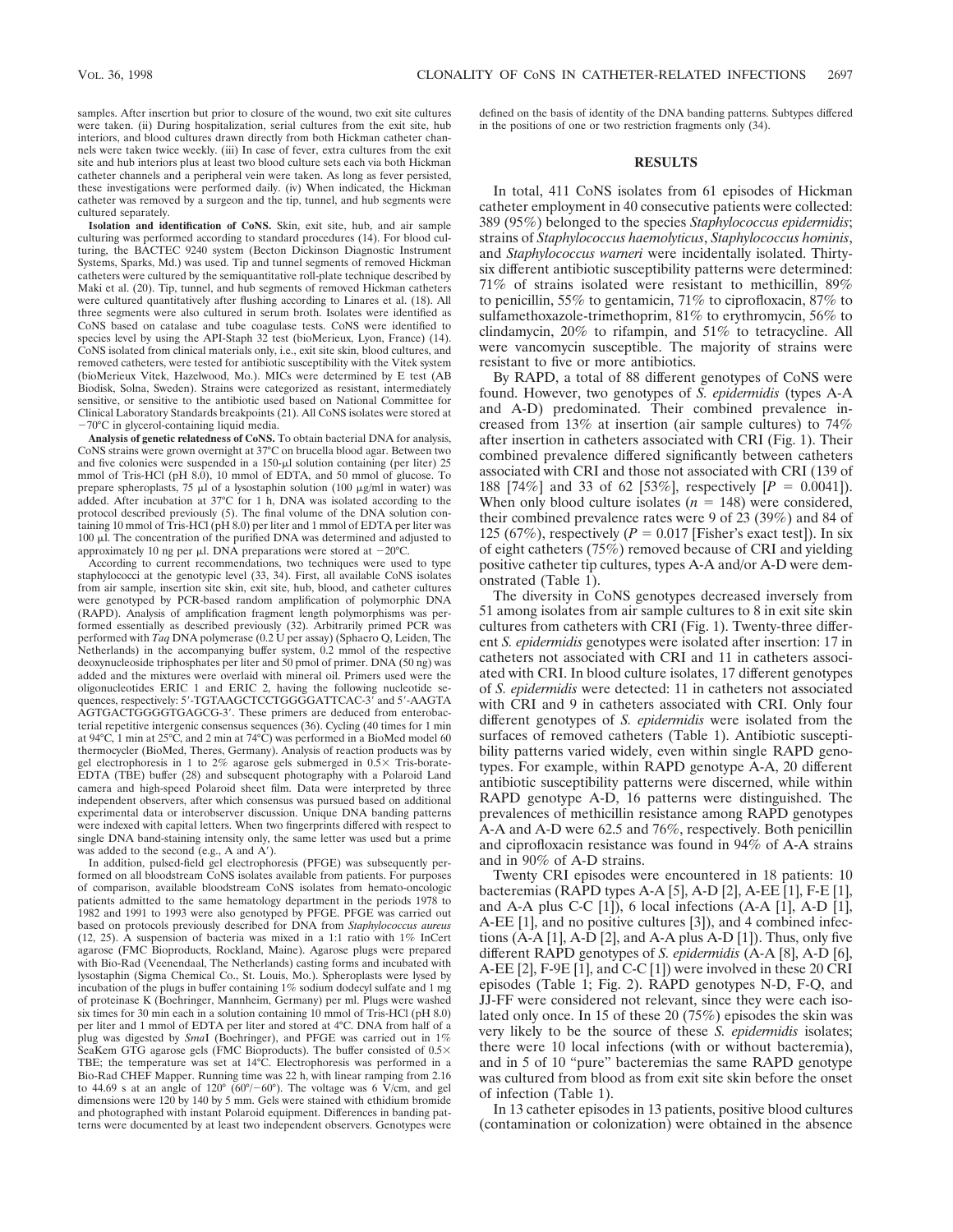samples. After insertion but prior to closure of the wound, two exit site cultures were taken. (ii) During hospitalization, serial cultures from the exit site, hub interiors, and blood cultures drawn directly from both Hickman catheter channels were taken twice weekly. (iii) In case of fever, extra cultures from the exit site and hub interiors plus at least two blood culture sets each via both Hickman catheter channels and a peripheral vein were taken. As long as fever persisted, these investigations were performed daily. (iv) When indicated, the Hickman catheter was removed by a surgeon and the tip, tunnel, and hub segments were cultured separately.

**Isolation and identification of CoNS.** Skin, exit site, hub, and air sample culturing was performed according to standard procedures (14). For blood culturing, the BACTEC 9240 system (Becton Dickinson Diagnostic Instrument Systems, Sparks, Md.) was used. Tip and tunnel segments of removed Hickman catheters were cultured by the semiquantitative roll-plate technique described by Maki et al. (20). Tip, tunnel, and hub segments of removed Hickman catheters were cultured quantitatively after flushing according to Linares et al. (18). All three segments were also cultured in serum broth. Isolates were identified as CoNS based on catalase and tube coagulase tests. CoNS were identified to species level by using the API-Staph 32 test (bioMerieux, Lyon, France) (14). CoNS isolated from clinical materials only, i.e., exit site skin, blood cultures, and removed catheters, were tested for antibiotic susceptibility with the Vitek system (bioMerieux Vitek, Hazelwood, Mo.). MICs were determined by E test (AB Biodisk, Solna, Sweden). Strains were categorized as resistant, intermediately sensitive, or sensitive to the antibiotic used based on National Committee for Clinical Laboratory Standards breakpoints (21). All CoNS isolates were stored at −70°C in glycerol-containing liquid media.

**Analysis of genetic relatedness of CoNS.** To obtain bacterial DNA for analysis, CoNS strains were grown overnight at 37°C on brucella blood agar. Between two and five colonies were suspended in a 150-μl solution containing (per liter) 25 mmol of Tris-HCl (pH 8.0), 10 mmol of EDTA, and 50 mmol of glucose. To prepare spheroplasts, 75 μl of a lysostaphin solution (100 μg/ml in water) was added. After incubation at 37°C for 1 h, DNA was isolated according to the protocol described previously (5). The final volume of the DNA solution containing 10 mmol of Tris-HCl (pH 8.0) per liter and 1 mmol of EDTA per liter was 100 μl. The concentration of the purified DNA was determined and adjusted to approximately 10 ng per μl. DNA preparations were stored at −20°C.

According to current recommendations, two techniques were used to type staphylococci at the genotypic level (33, 34). First, all available CoNS isolates from air sample, insertion site skin, exit site, hub, blood, and catheter cultures were genotyped by PCR-based random amplification of polymorphic DNA (RAPD). Analysis of amplification fragment length polymorphisms was performed essentially as described previously (32). Arbitrarily primed PCR was performed with *Taq* DNA polymerase (0.2 U per assay) (Sphaero Q, Leiden, The Netherlands) in the accompanying buffer system, 0.2 mmol of the respective deoxynucleoside triphosphates per liter and 50 pmol of primer. DNA (50 ng) was added and the mixtures were overlaid with mineral oil. Primers used were the oligonucleotides ERIC 1 and ERIC 2, having the following nucleotide sequences, respectively: 5′-TGTAAGCTCCTGGGGATTCAC-3′ and 5′-AAGTAAGTGACTGGGGTGAGCG-3′. These primers are deduced from enterobacterial repetitive intergenic consensus sequences (36). Cycling (40 times for 1 min at 94°C, 1 min at 25°C, and 2 min at 74°C) was performed in a BioMed model 60 thermocycler (BioMed, Theres, Germany). Analysis of reaction products was by gel electrophoresis in 1 to 2% agarose gels submerged in 0.5× Tris-borate-EDTA (TBE) buffer (28) and subsequent photography with a Polaroid Land camera and high-speed Polaroid sheet film. Data were interpreted by three independent observers, after which consensus was pursued based on additional experimental data or interobserver discussion. Unique DNA banding patterns were indexed with capital letters. When two fingerprints differed with respect to single DNA band-staining intensity only, the same letter was used but a prime was added to the second (e.g., A and A′).

In addition, pulsed-field gel electrophoresis (PFGE) was subsequently performed on all bloodstream CoNS isolates available from patients. For purposes of comparison, available bloodstream CoNS isolates from hemato-oncologic patients admitted to the same hematology department in the periods 1978 to 1982 and 1991 to 1993 were also genotyped by PFGE. PFGE was carried out based on protocols previously described for DNA from *Staphylococcus aureus* (12, 25). A suspension of bacteria was mixed in a 1:1 ratio with 1% InCert agarose (FMC Bioproducts, Rockland, Maine). Agarose plugs were prepared with Bio-Rad (Veenendaal, The Netherlands) casting forms and incubated with lysostaphin (Sigma Chemical Co., St. Louis, Mo.). Spheroplasts were lysed by incubation of the plugs in buffer containing 1% sodium dodecyl sulfate and 1 mg of proteinase K (Boehringer, Mannheim, Germany) per ml. Plugs were washed six times for 30 min each in a solution containing 10 mmol of Tris-HCl (pH 8.0) per liter and 1 mmol of EDTA per liter and stored at 4°C. DNA from half of a plug was digested by *Sma*I (Boehringer), and PFGE was carried out in 1% SeaKem GTG agarose gels (FMC Bioproducts). The buffer consisted of 0.5× TBE; the temperature was set at 14°C. Electrophoresis was performed in a Bio-Rad CHEF Mapper. Running time was 22 h, with linear ramping from 2.16 to 44.69 s at an angle of 120° (60°/−60°). The voltage was 6 V/cm, and gel dimensions were 120 by 140 by 5 mm. Gels were stained with ethidium bromide and photographed with instant Polaroid equipment. Differences in banding patterns were documented by at least two independent observers. Genotypes were defined on the basis of identity of the DNA banding patterns. Subtypes differed in the positions of one or two restriction fragments only (34).

## RESULTS

In total, 411 CoNS isolates from 61 episodes of Hickman catheter employment in 40 consecutive patients were collected: 389 (95%) belonged to the species *Staphylococcus epidermidis*; strains of *Staphylococcus haemolyticus*, *Staphylococcus hominis*, and *Staphylococcus warneri* were incidentally isolated. Thirty-six different antibiotic susceptibility patterns were determined: 71% of strains isolated were resistant to methicillin, 89% to penicillin, 55% to gentamicin, 71% to ciprofloxacin, 87% to sulfamethoxazole-trimethoprim, 81% to erythromycin, 56% to clindamycin, 20% to rifampin, and 51% to tetracycline. All were vancomycin susceptible. The majority of strains were resistant to five or more antibiotics.

By RAPD, a total of 88 different genotypes of CoNS were found. However, two genotypes of *S. epidermidis* (types A-A and A-D) predominated. Their combined prevalence increased from 13% at insertion (air sample cultures) to 74% after insertion in catheters associated with CRI (Fig. 1). Their combined prevalence differed significantly between catheters associated with CRI and those not associated with CRI (139 of 188 [74%] and 33 of 62 [53%], respectively [$P = 0.0041$]). When only blood culture isolates ($n = 148$) were considered, their combined prevalence rates were 9 of 23 (39%) and 84 of 125 (67%), respectively ($P = 0.017$ [Fisher's exact test]). In six of eight catheters (75%) removed because of CRI and yielding positive catheter tip cultures, types A-A and/or A-D were demonstrated (Table 1).

The diversity in CoNS genotypes decreased inversely from 51 among isolates from air sample cultures to 8 in exit site skin cultures from catheters with CRI (Fig. 1). Twenty-three different *S. epidermidis* genotypes were isolated after insertion: 17 in catheters not associated with CRI and 11 in catheters associated with CRI. In blood culture isolates, 17 different genotypes of *S. epidermidis* were detected: 11 in catheters not associated with CRI and 9 in catheters associated with CRI. Only four different genotypes of *S. epidermidis* were isolated from the surfaces of removed catheters (Table 1). Antibiotic susceptibility patterns varied widely, even within single RAPD genotypes. For example, within RAPD genotype A-A, 20 different antibiotic susceptibility patterns were discerned, while within RAPD genotype A-D, 16 patterns were distinguished. The prevalences of methicillin resistance among RAPD genotypes A-A and A-D were 62.5 and 76%, respectively. Both penicillin and ciprofloxacin resistance was found in 94% of A-A strains and in 90% of A-D strains.

Twenty CRI episodes were encountered in 18 patients: 10 bacteremias (RAPD types A-A [5], A-D [2], A-EE [1], F-E [1], and A-A plus C-C [1]), 6 local infections (A-A [1], A-D [1], A-EE [1], and no positive cultures [3]), and 4 combined infections (A-A [1], A-D [2], and A-A plus A-D [1]). Thus, only five different RAPD genotypes of *S. epidermidis* (A-A [8], A-D [6], A-EE [2], F-9E [1], and C-C [1]) were involved in these 20 CRI episodes (Table 1; Fig. 2). RAPD genotypes N-D, F-Q, and JJ-FF were considered not relevant, since they were each isolated only once. In 15 of these 20 (75%) episodes the skin was very likely to be the source of these *S. epidermidis* isolates; there were 10 local infections (with or without bacteremia), and in 5 of 10 "pure" bacteremias the same RAPD genotype was cultured from blood as from exit site skin before the onset of infection (Table 1).

In 13 catheter episodes in 13 patients, positive blood cultures (contamination or colonization) were obtained in the absence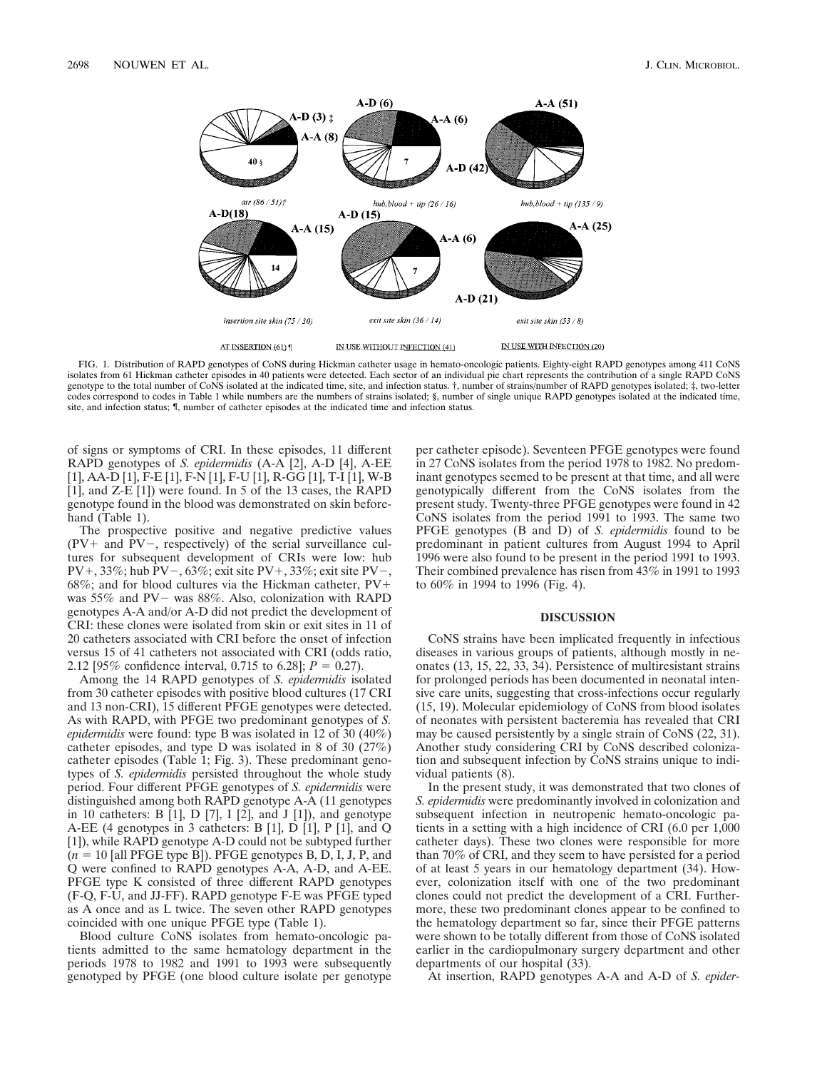FIG. 1. Distribution of RAPD genotypes of CoNS during Hickman catheter usage in hemato-oncologic patients. Eighty-eight RAPD genotypes among 411 CoNS isolates from 61 Hickman catheter episodes in 40 patients were detected. Each sector of an individual pie chart represents the contribution of a single RAPD CoNS genotype to the total number of CoNS isolated at the indicated time, site, and infection status. †, number of strains/number of RAPD genotypes isolated; ‡, two-letter codes correspond to codes in Table 1 while numbers are the numbers of strains isolated; §, number of single unique RAPD genotypes isolated at the indicated time, site, and infection status; ¶, number of catheter episodes at the indicated time and infection status.

of signs or symptoms of CRI. In these episodes, 11 different RAPD genotypes of *S. epidermidis* (A-A [2], A-D [4], A-EE [1], AA-D [1], F-E [1], F-N [1], F-U [1], R-GG [1], T-I [1], W-B [1], and Z-E [1]) were found. In 5 of the 13 cases, the RAPD genotype found in the blood was demonstrated on skin beforehand (Table 1).

The prospective positive and negative predictive values (PV+ and PV−, respectively) of the serial surveillance cultures for subsequent development of CRIs were low: hub PV+, 33%; hub PV−, 63%; exit site PV+, 33%; exit site PV−, 68%; and for blood cultures via the Hickman catheter, PV+ was 55% and PV− was 88%. Also, colonization with RAPD genotypes A-A and/or A-D did not predict the development of CRI: these clones were isolated from skin or exit sites in 11 of 20 catheters associated with CRI before the onset of infection versus 15 of 41 catheters not associated with CRI (odds ratio, 2.12 [95% confidence interval, 0.715 to 6.28]; $P = 0.27$).

Among the 14 RAPD genotypes of *S. epidermidis* isolated from 30 catheter episodes with positive blood cultures (17 CRI and 13 non-CRI), 15 different PFGE genotypes were detected. As with RAPD, with PFGE two predominant genotypes of *S. epidermidis* were found: type B was isolated in 12 of 30 (40%) catheter episodes, and type D was isolated in 8 of 30 (27%) catheter episodes (Table 1; Fig. 3). These predominant genotypes of *S. epidermidis* persisted throughout the whole study period. Four different PFGE genotypes of *S. epidermidis* were distinguished among both RAPD genotype A-A (11 genotypes in 10 catheters: B [1], D [7], I [2], and J [1]), and genotype A-EE (4 genotypes in 3 catheters: B [1], D [1], P [1], and Q [1]), while RAPD genotype A-D could not be subtyped further ($n = 10$ [all PFGE type B]). PFGE genotypes B, D, I, J, P, and Q were confined to RAPD genotypes A-A, A-D, and A-EE. PFGE type K consisted of three different RAPD genotypes (F-Q, F-U, and JJ-FF). RAPD genotype F-E was PFGE typed as A once and as L twice. The seven other RAPD genotypes coincided with one unique PFGE type (Table 1).

Blood culture CoNS isolates from hemato-oncologic patients admitted to the same hematology department in the periods 1978 to 1982 and 1991 to 1993 were subsequently genotyped by PFGE (one blood culture isolate per genotype per catheter episode). Seventeen PFGE genotypes were found in 27 CoNS isolates from the period 1978 to 1982. No predominant genotypes seemed to be present at that time, and all were genotypically different from the CoNS isolates from the present study. Twenty-three PFGE genotypes were found in 42 CoNS isolates from the period 1991 to 1993. The same two PFGE genotypes (B and D) of *S. epidermidis* found to be predominant in patient cultures from August 1994 to April 1996 were also found to be present in the period 1991 to 1993. Their combined prevalence has risen from 43% in 1991 to 1993 to 60% in 1994 to 1996 (Fig. 4).

## DISCUSSION

CoNS strains have been implicated frequently in infectious diseases in various groups of patients, although mostly in neonates (13, 15, 22, 33, 34). Persistence of multiresistant strains for prolonged periods has been documented in neonatal intensive care units, suggesting that cross-infections occur regularly (15, 19). Molecular epidemiology of CoNS from blood isolates of neonates with persistent bacteremia has revealed that CRI may be caused persistently by a single strain of CoNS (22, 31). Another study considering CRI by CoNS described colonization and subsequent infection by CoNS strains unique to individual patients (8).

In the present study, it was demonstrated that two clones of *S. epidermidis* were predominantly involved in colonization and subsequent infection in neutropenic hemato-oncologic patients in a setting with a high incidence of CRI (6.0 per 1,000 catheter days). These two clones were responsible for more than 70% of CRI, and they seem to have persisted for a period of at least 5 years in our hematology department (34). However, colonization itself with one of the two predominant clones could not predict the development of a CRI. Furthermore, these two predominant clones appear to be confined to the hematology department so far, since their PFGE patterns were shown to be totally different from those of CoNS isolated earlier in the cardiopulmonary surgery department and other departments of our hospital (33).

At insertion, RAPD genotypes A-A and A-D of *S. epider-*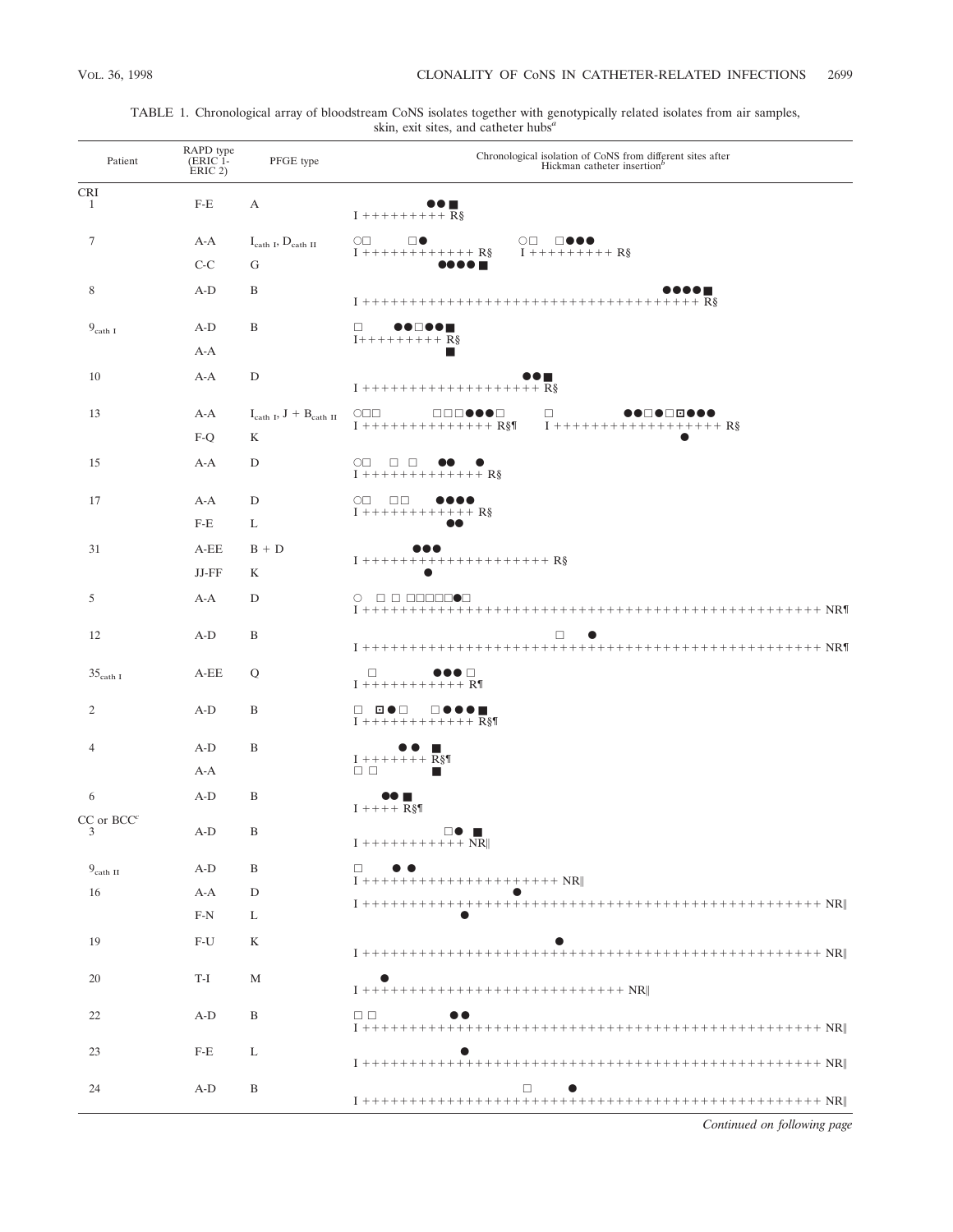TABLE 1. Chronological array of bloodstream CoNS isolates together with genotypically related isolates from air samples, skin, exit sites, and catheter hubs[a]

| Patient | RAPD type (ERIC 1-ERIC 2) | PFGE type | Chronological isolation of CoNS from different sites after Hickman catheter insertion[b] |
|---|---|---|---|
| CRI | | | |
| 1 | F-E | A | ●● ■ I +++++++++ R§ |
| 7 | A-A | $I_{cath\ I}$, $D_{cath\ II}$ | ○□ □● I +++++++++++ R§ ○□ □●●● I +++++++++ R§ |
| | C-C | G | ●●●● ■ |
| 8 | A-D | B | ●●●● ■ I +++++++++++++++++++++++++++++++++++ R§ |
| $9_{cath\ I}$ | A-D | B | □ ●●□●● ■ I+++++++++ R§ |
| | A-A | | ■ |
| 10 | A-A | D | ●● ■ I +++++++++++++++++++ R§ |
| 13 | A-A | $I_{cath\ I}$, J + $B_{cath\ II}$ | ○□□ □□□●●●□ I ++++++++++++++ R§¶ □ ●●□●□⊡●●● I ++++++++++++++++++ R§ |
| | F-Q | K | ● |
| 15 | A-A | D | ○□ □ □ ●● ● I +++++++++++++ R§ |
| 17 | A-A | D | ○□ □□ ●●●● I ++++++++++++ R§ |
| | F-E | L | ●● |
| 31 | A-EE | B + D | ●●● I +++++++++++++++++++++ R§ |
| | JJ-FF | K | ● |
| 5 | A-A | D | ○ □ □ □□□□□●□ I +++++++++++++++++++++++++++++++++++++++++++++++++ NR¶ |
| 12 | A-D | B | □ ● I +++++++++++++++++++++++++++++++++++++++++++++++++ NR¶ |
| $35_{cath\ I}$ | A-EE | Q | □ ●●● □ I +++++++++++ R¶ |
| 2 | A-D | B | □ ⊡●□ □●●● ■ I ++++++++++++ R§¶ |
| 4 | A-D | B | ●● ■ I +++++++ R§¶ |
| | A-A | | □ □ ■ |
| 6 | A-D | B | ●● ■ I ++++ R§¶ |
| CC or BCC[c] | | | |
| 3 | A-D | B | □● ■ I +++++++++++ NR‖ |
| $9_{cath\ II}$ | A-D | B | □ ● ● I +++++++++++++++++++++ NR‖ |
| 16 | A-A | D | ● I +++++++++++++++++++++++++++++++++++++++++++++++++ NR‖ |
| | F-N | L | ● |
| 19 | F-U | K | ● I +++++++++++++++++++++++++++++++++++++++++++++++++ NR‖ |
| 20 | T-I | M | ● I ++++++++++++++++++++++++++++ NR‖ |
| 22 | A-D | B | □ □ ●● I +++++++++++++++++++++++++++++++++++++++++++++++++ NR‖ |
| 23 | F-E | L | ● I +++++++++++++++++++++++++++++++++++++++++++++++++ NR‖ |
| 24 | A-D | B | □ ● I +++++++++++++++++++++++++++++++++++++++++++++++++ NR‖ |

*Continued on following page*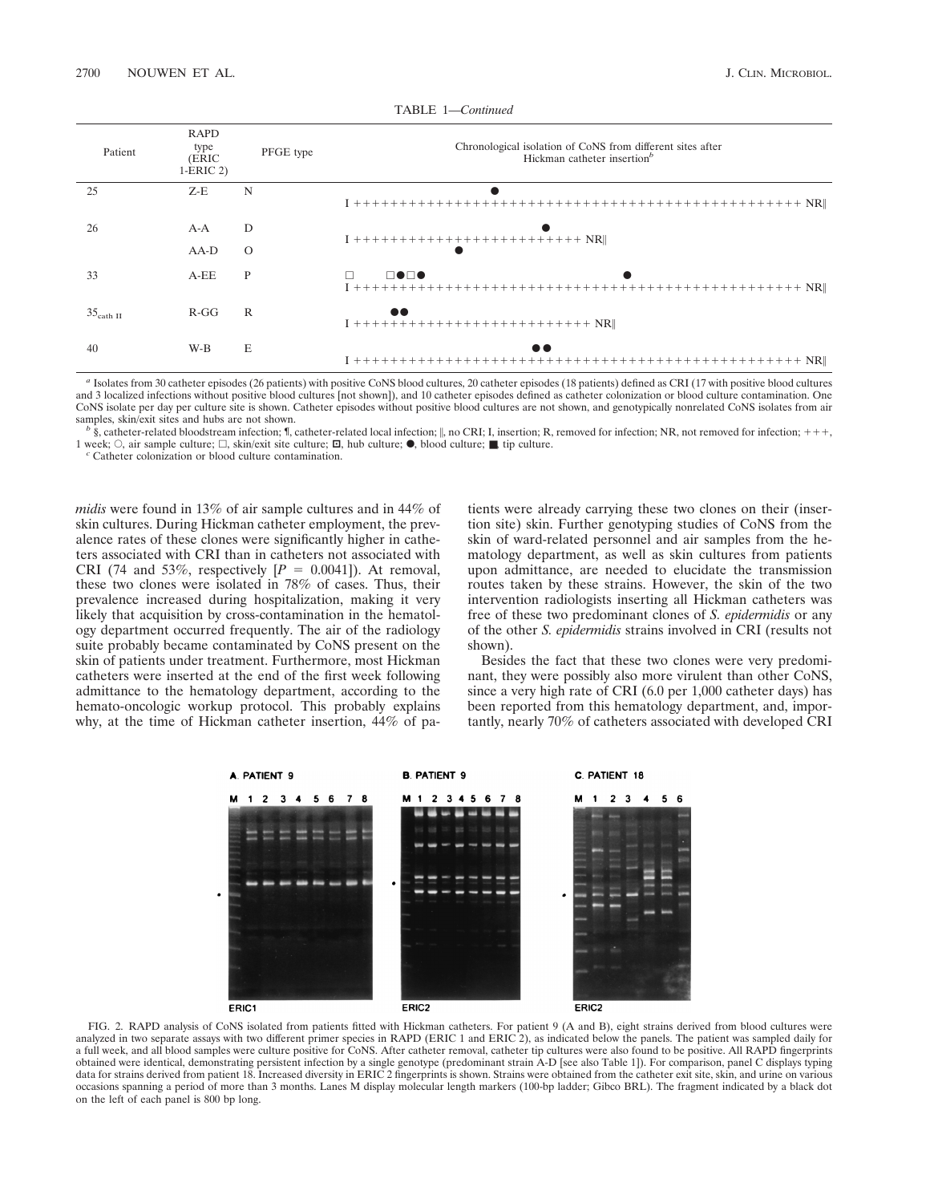TABLE 1—*Continued*

| Patient | RAPD type (ERIC 1-ERIC 2) | PFGE type | Chronological isolation of CoNS from different sites after Hickman catheter insertion[b] |
|---|---|---|---|
| 25 | Z-E | N | ● I +++++++++++++++++++++++++++++++++++++++++++++++++ NR‖ |
| 26 | A-A | D | ● I +++++++++++++++++++++++++ NR‖ |
| | AA-D | O | ● |
| 33 | A-EE | P | □ □●□● ● I +++++++++++++++++++++++++++++++++++++++++++++++++ NR‖ |
| $35_{\text{cath II}}$ | R-GG | R | ●● I +++++++++++++++++++++++++++ NR‖ |
| 40 | W-B | E | ●● I +++++++++++++++++++++++++++++++++++++++++++++++++ NR‖ |

[a] Isolates from 30 catheter episodes (26 patients) with positive CoNS blood cultures, 20 catheter episodes (18 patients) defined as CRI (17 with positive blood cultures and 3 localized infections without positive blood cultures [not shown]), and 10 catheter episodes defined as catheter colonization or blood culture contamination. One CoNS isolate per day per culture site is shown. Catheter episodes without positive blood cultures are not shown, and genotypically nonrelated CoNS isolates from air samples, skin/exit sites and hubs are not shown.

[b] §, catheter-related bloodstream infection; ¶, catheter-related local infection; ‖, no CRI; I, insertion; R, removed for infection; NR, not removed for infection; +++, 1 week; ○, air sample culture; □, skin/exit site culture; ⊡, hub culture; ●, blood culture; ■, tip culture.

[c] Catheter colonization or blood culture contamination.

*midis* were found in 13% of air sample cultures and in 44% of skin cultures. During Hickman catheter employment, the prevalence rates of these clones were significantly higher in catheters associated with CRI than in catheters not associated with CRI (74 and 53%, respectively [$P = 0.0041$]). At removal, these two clones were isolated in 78% of cases. Thus, their prevalence increased during hospitalization, making it very likely that acquisition by cross-contamination in the hematology department occurred frequently. The air of the radiology suite probably became contaminated by CoNS present on the skin of patients under treatment. Furthermore, most Hickman catheters were inserted at the end of the first week following admittance to the hematology department, according to the hemato-oncologic workup protocol. This probably explains why, at the time of Hickman catheter insertion, 44% of patients were already carrying these two clones on their (insertion site) skin. Further genotyping studies of CoNS from the skin of ward-related personnel and air samples from the hematology department, as well as skin cultures from patients upon admittance, are needed to elucidate the transmission routes taken by these strains. However, the skin of the two intervention radiologists inserting all Hickman catheters was free of these two predominant clones of *S. epidermidis* or any of the other *S. epidermidis* strains involved in CRI (results not shown).

Besides the fact that these two clones were very predominant, they were possibly also more virulent than other CoNS, since a very high rate of CRI (6.0 per 1,000 catheter days) has been reported from this hematology department, and, importantly, nearly 70% of catheters associated with developed CRI

FIG. 2. RAPD analysis of CoNS isolated from patients fitted with Hickman catheters. For patient 9 (A and B), eight strains derived from blood cultures were analyzed in two separate assays with two different primer species in RAPD (ERIC 1 and ERIC 2), as indicated below the panels. The patient was sampled daily for a full week, and all blood samples were culture positive for CoNS. After catheter removal, catheter tip cultures were also found to be positive. All RAPD fingerprints obtained were identical, demonstrating persistent infection by a single genotype (predominant strain A-D [see also Table 1]). For comparison, panel C displays typing data for strains derived from patient 18. Increased diversity in ERIC 2 fingerprints is shown. Strains were obtained from the catheter exit site, skin, and urine on various occasions spanning a period of more than 3 months. Lanes M display molecular length markers (100-bp ladder; Gibco BRL). The fragment indicated by a black dot on the left of each panel is 800 bp long.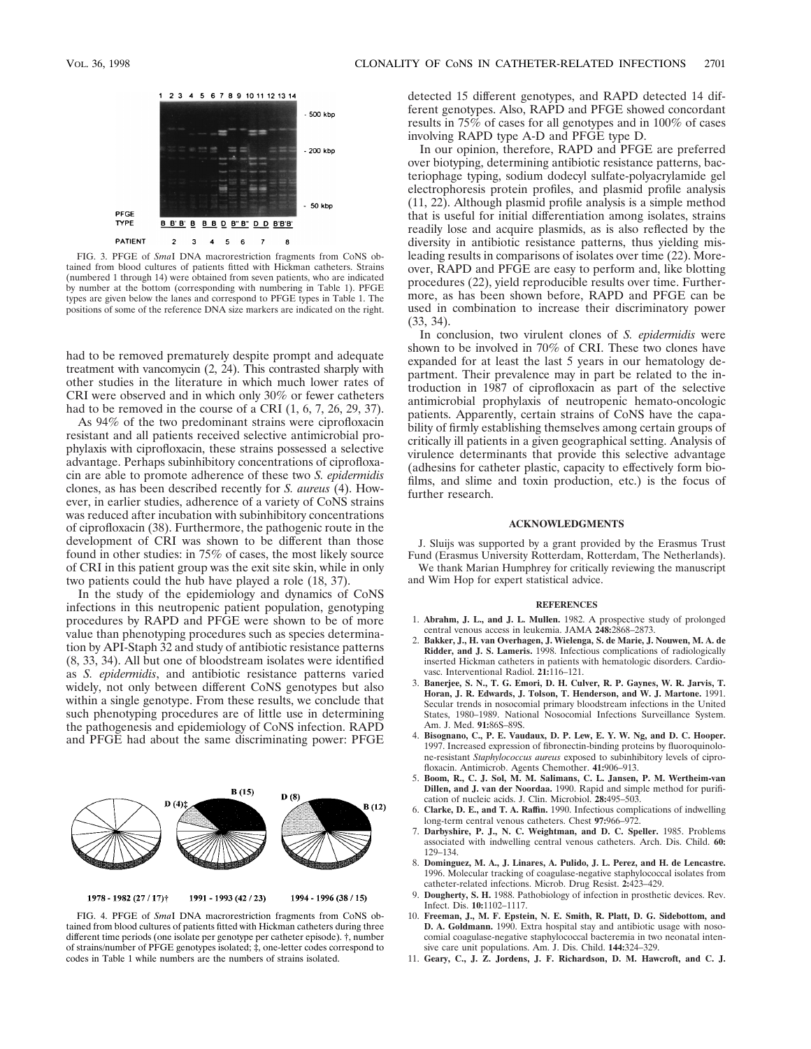FIG. 3. PFGE of *Sma*I DNA macrorestriction fragments from CoNS obtained from blood cultures of patients fitted with Hickman catheters. Strains (numbered 1 through 14) were obtained from seven patients, who are indicated by number at the bottom (corresponding with numbering in Table 1). PFGE types are given below the lanes and correspond to PFGE types in Table 1. The positions of some of the reference DNA size markers are indicated on the right.

had to be removed prematurely despite prompt and adequate treatment with vancomycin (2, 24). This contrasted sharply with other studies in the literature in which much lower rates of CRI were observed and in which only 30% or fewer catheters had to be removed in the course of a CRI (1, 6, 7, 26, 29, 37).

As 94% of the two predominant strains were ciprofloxacin resistant and all patients received selective antimicrobial prophylaxis with ciprofloxacin, these strains possessed a selective advantage. Perhaps subinhibitory concentrations of ciprofloxacin are able to promote adherence of these two *S. epidermidis* clones, as has been described recently for *S. aureus* (4). However, in earlier studies, adherence of a variety of CoNS strains was reduced after incubation with subinhibitory concentrations of ciprofloxacin (38). Furthermore, the pathogenic route in the development of CRI was shown to be different than those found in other studies: in 75% of cases, the most likely source of CRI in this patient group was the exit site skin, while in only two patients could the hub have played a role (18, 37).

In the study of the epidemiology and dynamics of CoNS infections in this neutropenic patient population, genotyping procedures by RAPD and PFGE were shown to be of more value than phenotyping procedures such as species determination by API-Staph 32 and study of antibiotic resistance patterns (8, 33, 34). All but one of bloodstream isolates were identified as *S. epidermidis*, and antibiotic resistance patterns varied widely, not only between different CoNS genotypes but also within a single genotype. From these results, we conclude that such phenotyping procedures are of little use in determining the pathogenesis and epidemiology of CoNS infection. RAPD and PFGE had about the same discriminating power: PFGE

FIG. 4. PFGE of *Sma*I DNA macrorestriction fragments from CoNS obtained from blood cultures of patients fitted with Hickman catheters during three different time periods (one isolate per genotype per catheter episode). †, number of strains/number of PFGE genotypes isolated; ‡, one-letter codes correspond to codes in Table 1 while numbers are the numbers of strains isolated.

detected 15 different genotypes, and RAPD detected 14 different genotypes. Also, RAPD and PFGE showed concordant results in 75% of cases for all genotypes and in 100% of cases involving RAPD type A-D and PFGE type D.

In our opinion, therefore, RAPD and PFGE are preferred over biotyping, determining antibiotic resistance patterns, bacteriophage typing, sodium dodecyl sulfate-polyacrylamide gel electrophoresis protein profiles, and plasmid profile analysis (11, 22). Although plasmid profile analysis is a simple method that is useful for initial differentiation among isolates, strains readily lose and acquire plasmids, as is also reflected by the diversity in antibiotic resistance patterns, thus yielding misleading results in comparisons of isolates over time (22). Moreover, RAPD and PFGE are easy to perform and, like blotting procedures (22), yield reproducible results over time. Furthermore, as has been shown before, RAPD and PFGE can be used in combination to increase their discriminatory power (33, 34).

In conclusion, two virulent clones of *S. epidermidis* were shown to be involved in 70% of CRI. These two clones have expanded for at least the last 5 years in our hematology department. Their prevalence may in part be related to the introduction in 1987 of ciprofloxacin as part of the selective antimicrobial prophylaxis of neutropenic hemato-oncologic patients. Apparently, certain strains of CoNS have the capability of firmly establishing themselves among certain groups of critically ill patients in a given geographical setting. Analysis of virulence determinants that provide this selective advantage (adhesins for catheter plastic, capacity to effectively form biofilms, and slime and toxin production, etc.) is the focus of further research.

## ACKNOWLEDGMENTS

J. Sluijs was supported by a grant provided by the Erasmus Trust Fund (Erasmus University Rotterdam, Rotterdam, The Netherlands).

We thank Marian Humphrey for critically reviewing the manuscript and Wim Hop for expert statistical advice.

## REFERENCES

1. **Abrahm, J. L., and J. L. Mullen.** 1982. A prospective study of prolonged central venous access in leukemia. JAMA **248:**2868–2873.
2. **Bakker, J., H. van Overhagen, J. Wielenga, S. de Marie, J. Nouwen, M. A. de Ridder, and J. S. Lameris.** 1998. Infectious complications of radiologically inserted Hickman catheters in patients with hematologic disorders. Cardiovasc. Interventional Radiol. **21:**116–121.
3. **Banerjee, S. N., T. G. Emori, D. H. Culver, R. P. Gaynes, W. R. Jarvis, T. Horan, J. R. Edwards, J. Tolson, T. Henderson, and W. J. Martone.** 1991. Secular trends in nosocomial primary bloodstream infections in the United States, 1980–1989. National Nosocomial Infections Surveillance System. Am. J. Med. **91:**86S–89S.
4. **Bisognano, C., P. E. Vaudaux, D. P. Lew, E. Y. W. Ng, and D. C. Hooper.** 1997. Increased expression of fibronectin-binding proteins by fluoroquinolone-resistant *Staphylococcus aureus* exposed to subinhibitory levels of ciprofloxacin. Antimicrob. Agents Chemother. **41:**906–913.
5. **Boom, R., C. J. Sol, M. M. Salimans, C. L. Jansen, P. M. Wertheim-van Dillen, and J. van der Noordaa.** 1990. Rapid and simple method for purification of nucleic acids. J. Clin. Microbiol. **28:**495–503.
6. **Clarke, D. E., and T. A. Raffin.** 1990. Infectious complications of indwelling long-term central venous catheters. Chest **97:**966–972.
7. **Darbyshire, P. J., N. C. Weightman, and D. C. Speller.** 1985. Problems associated with indwelling central venous catheters. Arch. Dis. Child. **60:** 129–134.
8. **Dominguez, M. A., J. Linares, A. Pulido, J. L. Perez, and H. de Lencastre.** 1996. Molecular tracking of coagulase-negative staphylococcal isolates from catheter-related infections. Microb. Drug Resist. **2:**423–429.
9. **Dougherty, S. H.** 1988. Pathobiology of infection in prosthetic devices. Rev. Infect. Dis. **10:**1102–1117.
10. **Freeman, J., M. F. Epstein, N. E. Smith, R. Platt, D. G. Sidebottom, and D. A. Goldmann.** 1990. Extra hospital stay and antibiotic usage with nosocomial coagulase-negative staphylococcal bacteremia in two neonatal intensive care unit populations. Am. J. Dis. Child. **144:**324–329.
11. **Geary, C., J. Z. Jordens, J. F. Richardson, D. M. Hawcroft, and C. J.**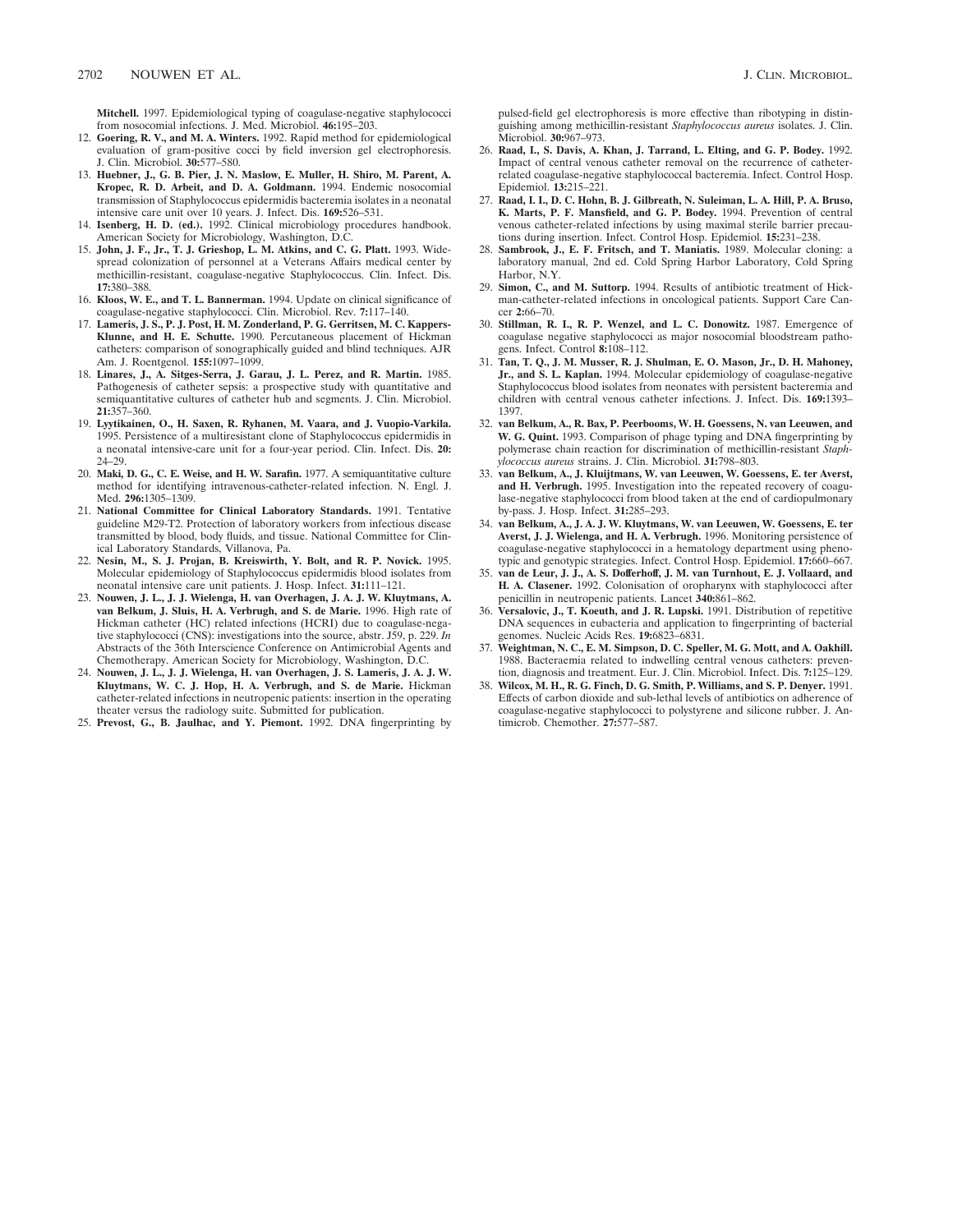Mitchell. 1997. Epidemiological typing of coagulase-negative staphylococci from nosocomial infections. J. Med. Microbiol. **46:**195–203.

12. **Goering, R. V., and M. A. Winters.** 1992. Rapid method for epidemiological evaluation of gram-positive cocci by field inversion gel electrophoresis. J. Clin. Microbiol. **30:**577–580.
13. **Huebner, J., G. B. Pier, J. N. Maslow, E. Muller, H. Shiro, M. Parent, A. Kropec, R. D. Arbeit, and D. A. Goldmann.** 1994. Endemic nosocomial transmission of Staphylococcus epidermidis bacteremia isolates in a neonatal intensive care unit over 10 years. J. Infect. Dis. **169:**526–531.
14. **Isenberg, H. D. (ed.).** 1992. Clinical microbiology procedures handbook. American Society for Microbiology, Washington, D.C.
15. **John, J. F., Jr., T. J. Grieshop, L. M. Atkins, and C. G. Platt.** 1993. Widespread colonization of personnel at a Veterans Affairs medical center by methicillin-resistant, coagulase-negative Staphylococcus. Clin. Infect. Dis. **17:**380–388.
16. **Kloos, W. E., and T. L. Bannerman.** 1994. Update on clinical significance of coagulase-negative staphylococci. Clin. Microbiol. Rev. **7:**117–140.
17. **Lameris, J. S., P. J. Post, H. M. Zonderland, P. G. Gerritsen, M. C. Kappers-Klunne, and H. E. Schutte.** 1990. Percutaneous placement of Hickman catheters: comparison of sonographically guided and blind techniques. AJR Am. J. Roentgenol. **155:**1097–1099.
18. **Linares, J., A. Sitges-Serra, J. Garau, J. L. Perez, and R. Martin.** 1985. Pathogenesis of catheter sepsis: a prospective study with quantitative and semiquantitative cultures of catheter hub and segments. J. Clin. Microbiol. **21:**357–360.
19. **Lyytikainen, O., H. Saxen, R. Ryhanen, M. Vaara, and J. Vuopio-Varkila.** 1995. Persistence of a multiresistant clone of Staphylococcus epidermidis in a neonatal intensive-care unit for a four-year period. Clin. Infect. Dis. **20:**24–29.
20. **Maki, D. G., C. E. Weise, and H. W. Sarafin.** 1977. A semiquantitative culture method for identifying intravenous-catheter-related infection. N. Engl. J. Med. **296:**1305–1309.
21. **National Committee for Clinical Laboratory Standards.** 1991. Tentative guideline M29-T2. Protection of laboratory workers from infectious disease transmitted by blood, body fluids, and tissue. National Committee for Clinical Laboratory Standards, Villanova, Pa.
22. **Nesin, M., S. J. Projan, B. Kreiswirth, Y. Bolt, and R. P. Novick.** 1995. Molecular epidemiology of Staphylococcus epidermidis blood isolates from neonatal intensive care unit patients. J. Hosp. Infect. **31:**111–121.
23. **Nouwen, J. L., J. J. Wielenga, H. van Overhagen, J. A. J. W. Kluytmans, A. van Belkum, J. Sluis, H. A. Verbrugh, and S. de Marie.** 1996. High rate of Hickman catheter (HC) related infections (HCRI) due to coagulase-negative staphylococci (CNS): investigations into the source, abstr. J59, p. 229. *In* Abstracts of the 36th Interscience Conference on Antimicrobial Agents and Chemotherapy. American Society for Microbiology, Washington, D.C.
24. **Nouwen, J. L., J. J. Wielenga, H. van Overhagen, J. S. Lameris, J. A. J. W. Kluytmans, W. C. J. Hop, H. A. Verbrugh, and S. de Marie.** Hickman catheter-related infections in neutropenic patients: insertion in the operating theater versus the radiology suite. Submitted for publication.
25. **Prevost, G., B. Jaulhac, and Y. Piemont.** 1992. DNA fingerprinting by pulsed-field gel electrophoresis is more effective than ribotyping in distinguishing among methicillin-resistant *Staphylococcus aureus* isolates. J. Clin. Microbiol. **30:**967–973.
26. **Raad, I., S. Davis, A. Khan, J. Tarrand, L. Elting, and G. P. Bodey.** 1992. Impact of central venous catheter removal on the recurrence of catheter-related coagulase-negative staphylococcal bacteremia. Infect. Control Hosp. Epidemiol. **13:**215–221.
27. **Raad, I. I., D. C. Hohn, B. J. Gilbreath, N. Suleiman, L. A. Hill, P. A. Bruso, K. Marts, P. F. Mansfield, and G. P. Bodey.** 1994. Prevention of central venous catheter-related infections by using maximal sterile barrier precautions during insertion. Infect. Control Hosp. Epidemiol. **15:**231–238.
28. **Sambrook, J., E. F. Fritsch, and T. Maniatis.** 1989. Molecular cloning: a laboratory manual, 2nd ed. Cold Spring Harbor Laboratory, Cold Spring Harbor, N.Y.
29. **Simon, C., and M. Suttorp.** 1994. Results of antibiotic treatment of Hickman-catheter-related infections in oncological patients. Support Care Cancer **2:**66–70.
30. **Stillman, R. I., R. P. Wenzel, and L. C. Donowitz.** 1987. Emergence of coagulase negative staphylococci as major nosocomial bloodstream pathogens. Infect. Control **8:**108–112.
31. **Tan, T. Q., J. M. Musser, R. J. Shulman, E. O. Mason, Jr., D. H. Mahoney, Jr., and S. L. Kaplan.** 1994. Molecular epidemiology of coagulase-negative Staphylococcus blood isolates from neonates with persistent bacteremia and children with central venous catheter infections. J. Infect. Dis. **169:**1393–1397.
32. **van Belkum, A., R. Bax, P. Peerbooms, W. H. Goessens, N. van Leeuwen, and W. G. Quint.** 1993. Comparison of phage typing and DNA fingerprinting by polymerase chain reaction for discrimination of methicillin-resistant *Staphylococcus aureus* strains. J. Clin. Microbiol. **31:**798–803.
33. **van Belkum, A., J. Kluijtmans, W. van Leeuwen, W. Goessens, E. ter Averst, and H. Verbrugh.** 1995. Investigation into the repeated recovery of coagulase-negative staphylococci from blood taken at the end of cardiopulmonary by-pass. J. Hosp. Infect. **31:**285–293.
34. **van Belkum, A., J. A. J. W. Kluytmans, W. van Leeuwen, W. Goessens, E. ter Averst, J. J. Wielenga, and H. A. Verbrugh.** 1996. Monitoring persistence of coagulase-negative staphylococci in a hematology department using phenotypic and genotypic strategies. Infect. Control Hosp. Epidemiol. **17:**660–667.
35. **van de Leur, J. J., A. S. Dofferhoff, J. M. van Turnhout, E. J. Vollaard, and H. A. Clasener.** 1992. Colonisation of oropharynx with staphylococci after penicillin in neutropenic patients. Lancet **340:**861–862.
36. **Versalovic, J., T. Koeuth, and J. R. Lupski.** 1991. Distribution of repetitive DNA sequences in eubacteria and application to fingerprinting of bacterial genomes. Nucleic Acids Res. **19:**6823–6831.
37. **Weightman, N. C., E. M. Simpson, D. C. Speller, M. G. Mott, and A. Oakhill.** 1988. Bacteraemia related to indwelling central venous catheters: prevention, diagnosis and treatment. Eur. J. Clin. Microbiol. Infect. Dis. **7:**125–129.
38. **Wilcox, M. H., R. G. Finch, D. G. Smith, P. Williams, and S. P. Denyer.** 1991. Effects of carbon dioxide and sub-lethal levels of antibiotics on adherence of coagulase-negative staphylococci to polystyrene and silicone rubber. J. Antimicrob. Chemother. **27:**577–587.